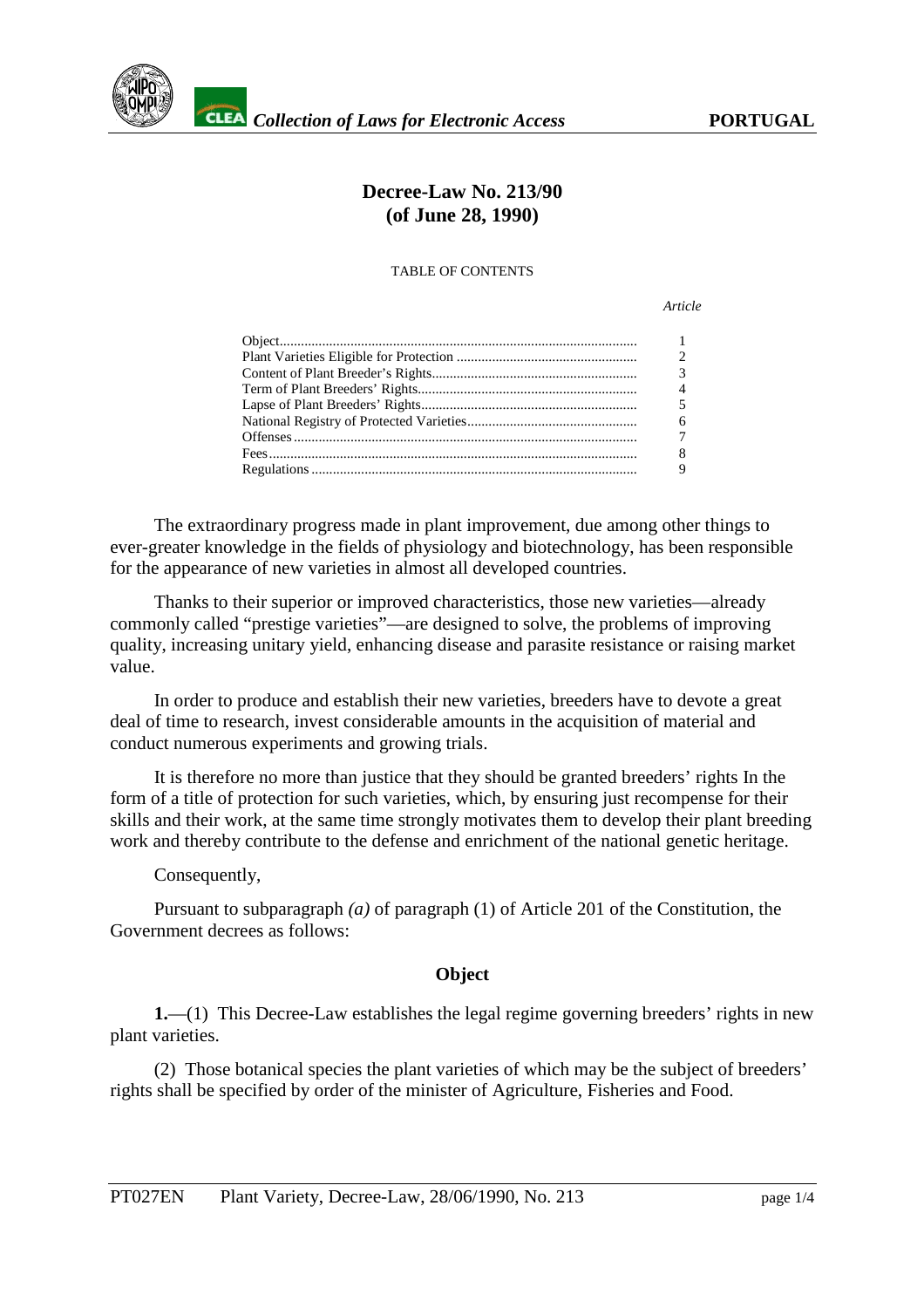# Decree-Law No. 213/90
# (of June 28, 1990)

TABLE OF CONTENTS

| | Article |
|---|---|
| Object | 1 |
| Plant Varieties Eligible for Protection | 2 |
| Content of Plant Breeder's Rights | 3 |
| Term of Plant Breeders' Rights | 4 |
| Lapse of Plant Breeders' Rights | 5 |
| National Registry of Protected Varieties | 6 |
| Offenses | 7 |
| Fees | 8 |
| Regulations | 9 |

The extraordinary progress made in plant improvement, due among other things to ever-greater knowledge in the fields of physiology and biotechnology, has been responsible for the appearance of new varieties in almost all developed countries.

Thanks to their superior or improved characteristics, those new varieties—already commonly called "prestige varieties"—are designed to solve, the problems of improving quality, increasing unitary yield, enhancing disease and parasite resistance or raising market value.

In order to produce and establish their new varieties, breeders have to devote a great deal of time to research, invest considerable amounts in the acquisition of material and conduct numerous experiments and growing trials.

It is therefore no more than justice that they should be granted breeders' rights In the form of a title of protection for such varieties, which, by ensuring just recompense for their skills and their work, at the same time strongly motivates them to develop their plant breeding work and thereby contribute to the defense and enrichment of the national genetic heritage.

Consequently,

Pursuant to subparagraph *(a)* of paragraph (1) of Article 201 of the Constitution, the Government decrees as follows:

## Object

**1.**—(1) This Decree-Law establishes the legal regime governing breeders' rights in new plant varieties.

(2) Those botanical species the plant varieties of which may be the subject of breeders' rights shall be specified by order of the minister of Agriculture, Fisheries and Food.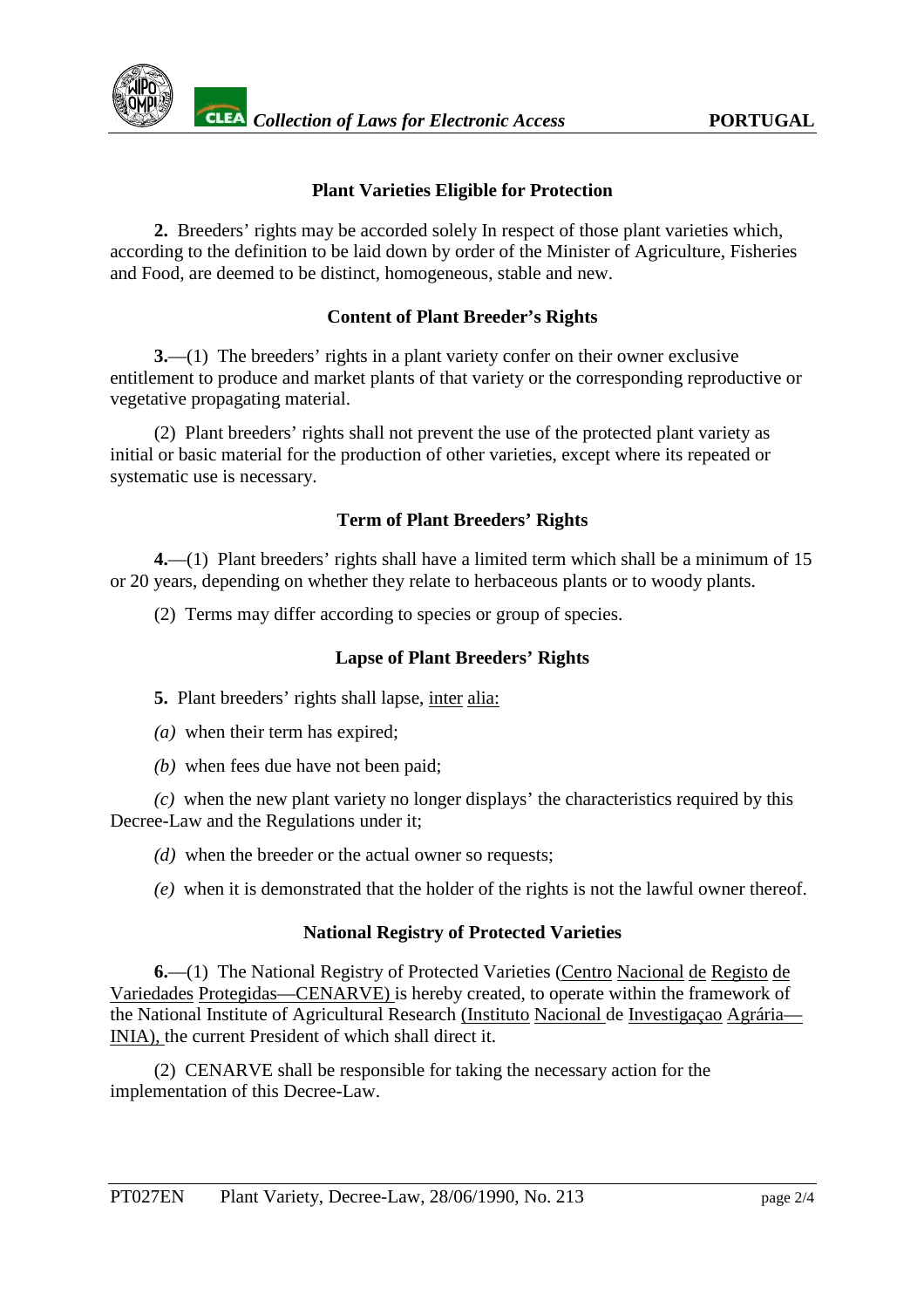### Plant Varieties Eligible for Protection

**2.** Breeders' rights may be accorded solely In respect of those plant varieties which, according to the definition to be laid down by order of the Minister of Agriculture, Fisheries and Food, are deemed to be distinct, homogeneous, stable and new.

### Content of Plant Breeder's Rights

**3.**—(1) The breeders' rights in a plant variety confer on their owner exclusive entitlement to produce and market plants of that variety or the corresponding reproductive or vegetative propagating material.

(2) Plant breeders' rights shall not prevent the use of the protected plant variety as initial or basic material for the production of other varieties, except where its repeated or systematic use is necessary.

### Term of Plant Breeders' Rights

**4.**—(1) Plant breeders' rights shall have a limited term which shall be a minimum of 15 or 20 years, depending on whether they relate to herbaceous plants or to woody plants.

(2) Terms may differ according to species or group of species.

### Lapse of Plant Breeders' Rights

**5.** Plant breeders' rights shall lapse, inter alia:

*(a)* when their term has expired;

*(b)* when fees due have not been paid;

*(c)* when the new plant variety no longer displays' the characteristics required by this Decree-Law and the Regulations under it;

*(d)* when the breeder or the actual owner so requests;

*(e)* when it is demonstrated that the holder of the rights is not the lawful owner thereof.

### National Registry of Protected Varieties

**6.**—(1) The National Registry of Protected Varieties (Centro Nacional de Registo de Variedades Protegidas—CENARVE) is hereby created, to operate within the framework of the National Institute of Agricultural Research (Instituto Nacional de Investigaçao Agrária—INIA), the current President of which shall direct it.

(2) CENARVE shall be responsible for taking the necessary action for the implementation of this Decree-Law.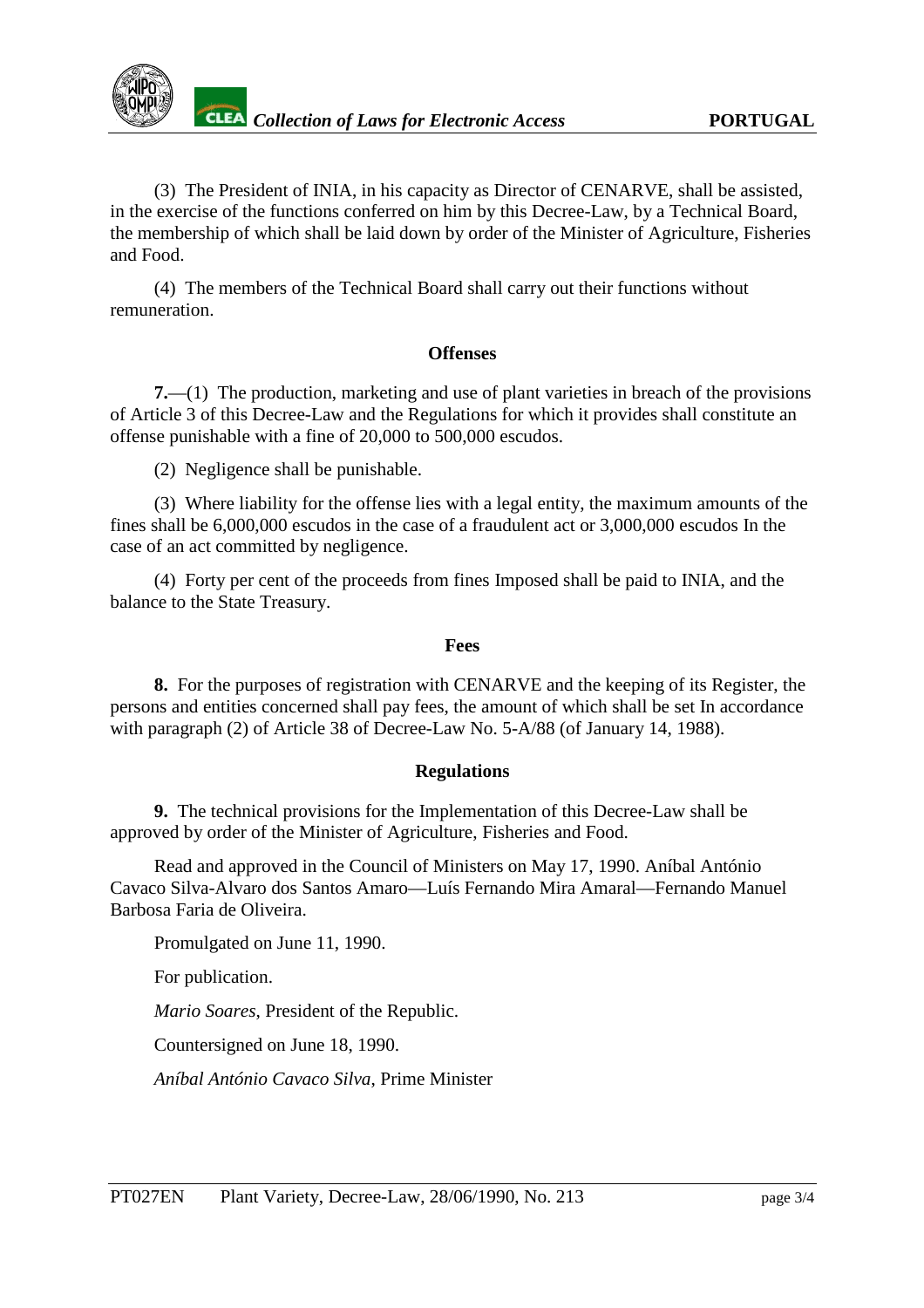(3) The President of INIA, in his capacity as Director of CENARVE, shall be assisted, in the exercise of the functions conferred on him by this Decree-Law, by a Technical Board, the membership of which shall be laid down by order of the Minister of Agriculture, Fisheries and Food.

(4) The members of the Technical Board shall carry out their functions without remuneration.

**Offenses**

**7.**—(1) The production, marketing and use of plant varieties in breach of the provisions of Article 3 of this Decree-Law and the Regulations for which it provides shall constitute an offense punishable with a fine of 20,000 to 500,000 escudos.

(2) Negligence shall be punishable.

(3) Where liability for the offense lies with a legal entity, the maximum amounts of the fines shall be 6,000,000 escudos in the case of a fraudulent act or 3,000,000 escudos In the case of an act committed by negligence.

(4) Forty per cent of the proceeds from fines Imposed shall be paid to INIA, and the balance to the State Treasury.

**Fees**

**8.** For the purposes of registration with CENARVE and the keeping of its Register, the persons and entities concerned shall pay fees, the amount of which shall be set In accordance with paragraph (2) of Article 38 of Decree-Law No. 5-A/88 (of January 14, 1988).

**Regulations**

**9.** The technical provisions for the Implementation of this Decree-Law shall be approved by order of the Minister of Agriculture, Fisheries and Food.

Read and approved in the Council of Ministers on May 17, 1990. Aníbal António Cavaco Silva-Alvaro dos Santos Amaro—Luís Fernando Mira Amaral—Fernando Manuel Barbosa Faria de Oliveira.

Promulgated on June 11, 1990.

For publication.

*Mario Soares*, President of the Republic.

Countersigned on June 18, 1990.

*Aníbal António Cavaco Silva*, Prime Minister